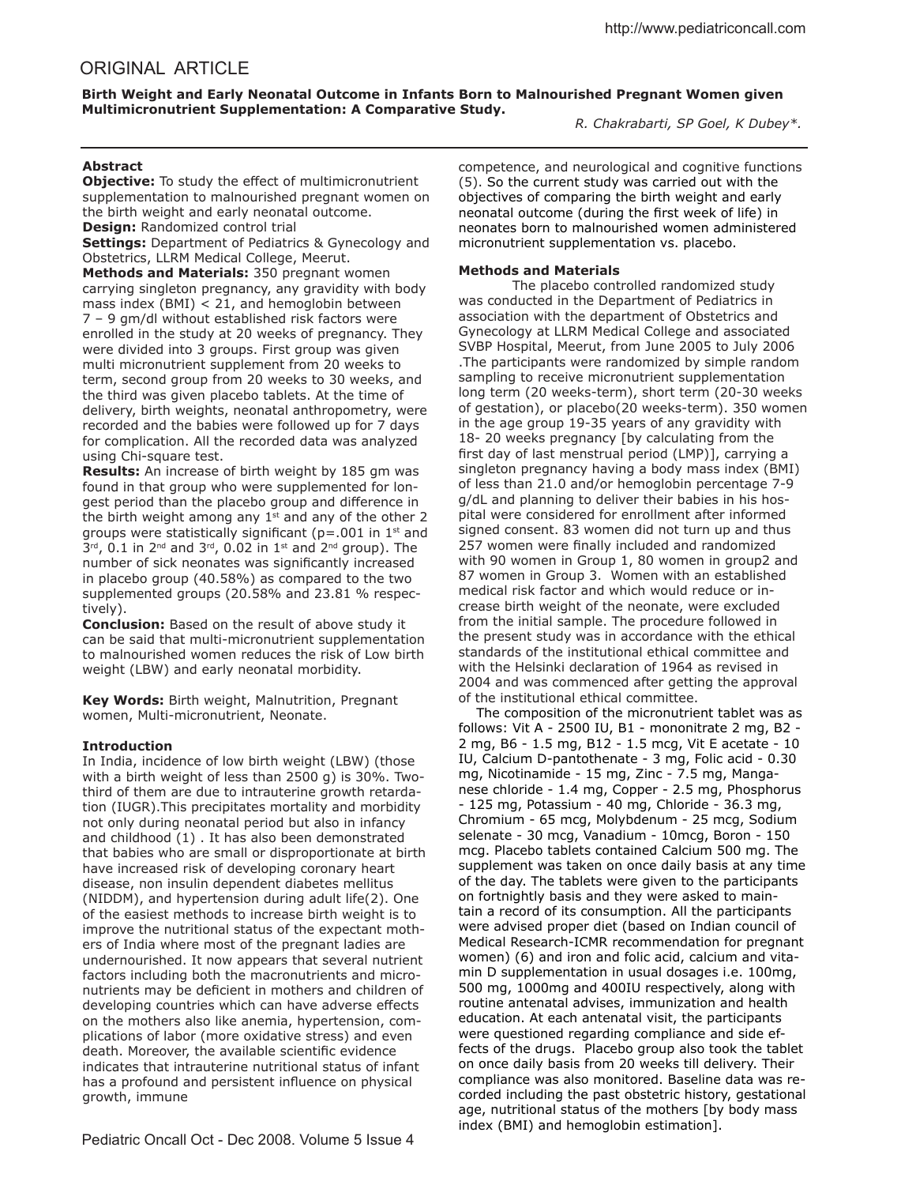# ORIGINAL ARTICLE

**Birth Weight and Early Neonatal Outcome in Infants Born to Malnourished Pregnant Women given Multimicronutrient Supplementation: A Comparative Study.**

*R. Chakrabarti, SP Goel, K Dubey\*.*

## Abstract

**Objective:** To study the effect of multimicronutrient supplementation to malnourished pregnant women on the birth weight and early neonatal outcome.

**Design:** Randomized control trial

**Settings:** Department of Pediatrics & Gynecology and Obstetrics, LLRM Medical College, Meerut.

**Methods and Materials:** 350 pregnant women carrying singleton pregnancy, any gravidity with body mass index (BMI) < 21, and hemoglobin between 7 – 9 gm/dl without established risk factors were enrolled in the study at 20 weeks of pregnancy. They were divided into 3 groups. First group was given multi micronutrient supplement from 20 weeks to term, second group from 20 weeks to 30 weeks, and the third was given placebo tablets. At the time of delivery, birth weights, neonatal anthropometry, were recorded and the babies were followed up for 7 days for complication. All the recorded data was analyzed using Chi-square test.

**Results:** An increase of birth weight by 185 gm was found in that group who were supplemented for longest period than the placebo group and difference in the birth weight among any 1st and any of the other 2 groups were statistically significant (p=.001 in 1st and 3rd, 0.1 in 2nd and 3rd, 0.02 in 1st and 2nd group). The number of sick neonates was significantly increased in placebo group (40.58%) as compared to the two supplemented groups (20.58% and 23.81 % respectively).

**Conclusion:** Based on the result of above study it can be said that multi-micronutrient supplementation to malnourished women reduces the risk of Low birth weight (LBW) and early neonatal morbidity.

**Key Words:** Birth weight, Malnutrition, Pregnant women, Multi-micronutrient, Neonate.

## Introduction

In India, incidence of low birth weight (LBW) (those with a birth weight of less than 2500 g) is 30%. Two-third of them are due to intrauterine growth retardation (IUGR).This precipitates mortality and morbidity not only during neonatal period but also in infancy and childhood (1) . It has also been demonstrated that babies who are small or disproportionate at birth have increased risk of developing coronary heart disease, non insulin dependent diabetes mellitus (NIDDM), and hypertension during adult life(2). One of the easiest methods to increase birth weight is to improve the nutritional status of the expectant mothers of India where most of the pregnant ladies are undernourished. It now appears that several nutrient factors including both the macronutrients and micronutrients may be deficient in mothers and children of developing countries which can have adverse effects on the mothers also like anemia, hypertension, complications of labor (more oxidative stress) and even death. Moreover, the available scientific evidence indicates that intrauterine nutritional status of infant has a profound and persistent influence on physical growth, immune competence, and neurological and cognitive functions (5). So the current study was carried out with the objectives of comparing the birth weight and early neonatal outcome (during the first week of life) in neonates born to malnourished women administered micronutrient supplementation vs. placebo.

## Methods and Materials

The placebo controlled randomized study was conducted in the Department of Pediatrics in association with the department of Obstetrics and Gynecology at LLRM Medical College and associated SVBP Hospital, Meerut, from June 2005 to July 2006 .The participants were randomized by simple random sampling to receive micronutrient supplementation long term (20 weeks-term), short term (20-30 weeks of gestation), or placebo(20 weeks-term). 350 women in the age group 19-35 years of any gravidity with 18- 20 weeks pregnancy [by calculating from the first day of last menstrual period (LMP)], carrying a singleton pregnancy having a body mass index (BMI) of less than 21.0 and/or hemoglobin percentage 7-9 g/dL and planning to deliver their babies in his hospital were considered for enrollment after informed signed consent. 83 women did not turn up and thus 257 women were finally included and randomized with 90 women in Group 1, 80 women in group2 and 87 women in Group 3. Women with an established medical risk factor and which would reduce or increase birth weight of the neonate, were excluded from the initial sample. The procedure followed in the present study was in accordance with the ethical standards of the institutional ethical committee and with the Helsinki declaration of 1964 as revised in 2004 and was commenced after getting the approval of the institutional ethical committee.

The composition of the micronutrient tablet was as follows: Vit A - 2500 IU, B1 - mononitrate 2 mg, B2 - 2 mg, B6 - 1.5 mg, B12 - 1.5 mcg, Vit E acetate - 10 IU, Calcium D-pantothenate - 3 mg, Folic acid - 0.30 mg, Nicotinamide - 15 mg, Zinc - 7.5 mg, Manganese chloride - 1.4 mg, Copper - 2.5 mg, Phosphorus - 125 mg, Potassium - 40 mg, Chloride - 36.3 mg, Chromium - 65 mcg, Molybdenum - 25 mcg, Sodium selenate - 30 mcg, Vanadium - 10mcg, Boron - 150 mcg. Placebo tablets contained Calcium 500 mg. The supplement was taken on once daily basis at any time of the day. The tablets were given to the participants on fortnightly basis and they were asked to maintain a record of its consumption. All the participants were advised proper diet (based on Indian council of Medical Research-ICMR recommendation for pregnant women) (6) and iron and folic acid, calcium and vitamin D supplementation in usual dosages i.e. 100mg, 500 mg, 1000mg and 400IU respectively, along with routine antenatal advises, immunization and health education. At each antenatal visit, the participants were questioned regarding compliance and side effects of the drugs. Placebo group also took the tablet on once daily basis from 20 weeks till delivery. Their compliance was also monitored. Baseline data was recorded including the past obstetric history, gestational age, nutritional status of the mothers [by body mass index (BMI) and hemoglobin estimation].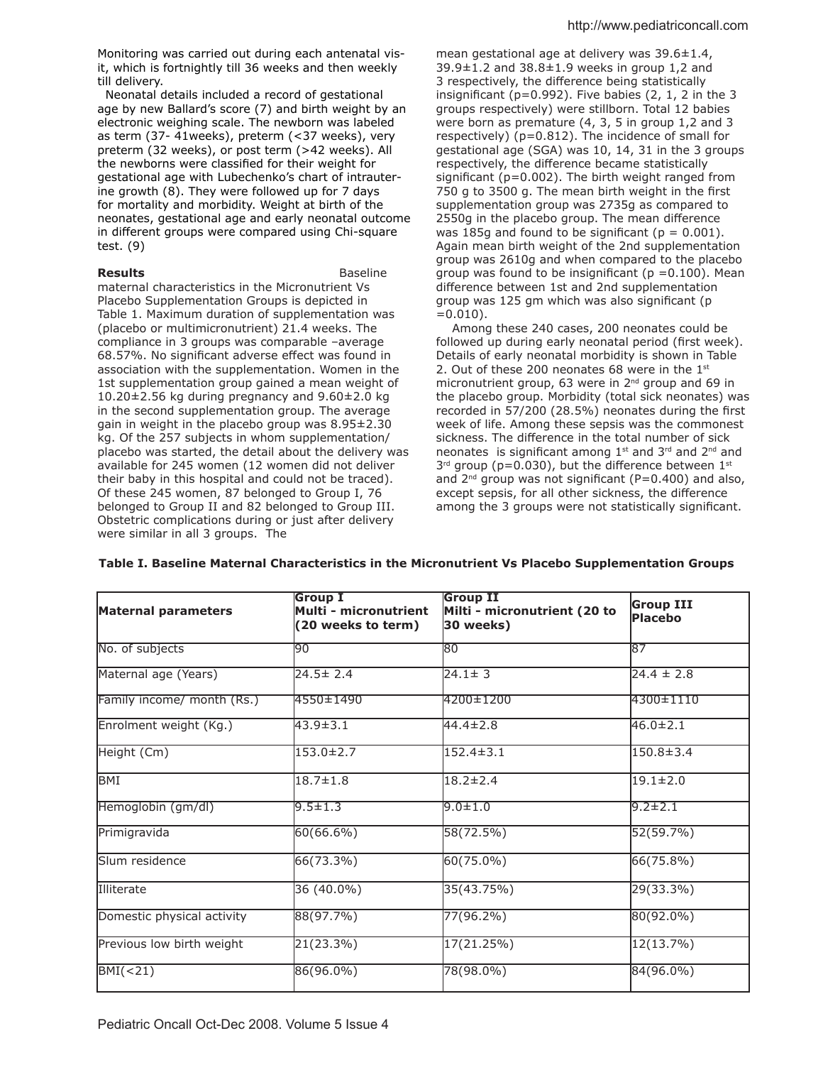Monitoring was carried out during each antenatal visit, which is fortnightly till 36 weeks and then weekly till delivery.

Neonatal details included a record of gestational age by new Ballard's score (7) and birth weight by an electronic weighing scale. The newborn was labeled as term (37- 41weeks), preterm (<37 weeks), very preterm (32 weeks), or post term (>42 weeks). All the newborns were classified for their weight for gestational age with Lubechenko's chart of intrauterine growth (8). They were followed up for 7 days for mortality and morbidity. Weight at birth of the neonates, gestational age and early neonatal outcome in different groups were compared using Chi-square test. (9)

**Results**

Baseline maternal characteristics in the Micronutrient Vs Placebo Supplementation Groups is depicted in Table 1. Maximum duration of supplementation was (placebo or multimicronutrient) 21.4 weeks. The compliance in 3 groups was comparable –average 68.57%. No significant adverse effect was found in association with the supplementation. Women in the 1st supplementation group gained a mean weight of 10.20±2.56 kg during pregnancy and 9.60±2.0 kg in the second supplementation group. The average gain in weight in the placebo group was 8.95±2.30 kg. Of the 257 subjects in whom supplementation/placebo was started, the detail about the delivery was available for 245 women (12 women did not deliver their baby in this hospital and could not be traced). Of these 245 women, 87 belonged to Group I, 76 belonged to Group II and 82 belonged to Group III. Obstetric complications during or just after delivery were similar in all 3 groups. The mean gestational age at delivery was 39.6±1.4, 39.9±1.2 and 38.8±1.9 weeks in group 1,2 and 3 respectively, the difference being statistically insignificant (p=0.992). Five babies (2, 1, 2 in the 3 groups respectively) were stillborn. Total 12 babies were born as premature (4, 3, 5 in group 1,2 and 3 respectively) (p=0.812). The incidence of small for gestational age (SGA) was 10, 14, 31 in the 3 groups respectively, the difference became statistically significant (p=0.002). The birth weight ranged from 750 g to 3500 g. The mean birth weight in the first supplementation group was 2735g as compared to 2550g in the placebo group. The mean difference was 185g and found to be significant (p = 0.001). Again mean birth weight of the 2nd supplementation group was 2610g and when compared to the placebo group was found to be insignificant (p =0.100). Mean difference between 1st and 2nd supplementation group was 125 gm which was also significant (p =0.010).

Among these 240 cases, 200 neonates could be followed up during early neonatal period (first week). Details of early neonatal morbidity is shown in Table 2. Out of these 200 neonates 68 were in the 1st micronutrient group, 63 were in 2nd group and 69 in the placebo group. Morbidity (total sick neonates) was recorded in 57/200 (28.5%) neonates during the first week of life. Among these sepsis was the commonest sickness. The difference in the total number of sick neonates is significant among 1st and 3rd and 2nd and 3rd group (p=0.030), but the difference between 1st and 2nd group was not significant (P=0.400) and also, except sepsis, for all other sickness, the difference among the 3 groups were not statistically significant.

**Table I. Baseline Maternal Characteristics in the Micronutrient Vs Placebo Supplementation Groups**

| Maternal parameters | Group I Multi - micronutrient (20 weeks to term) | Group II Milti - micronutrient (20 to 30 weeks) | Group III Placebo |
|---|---|---|---|
| No. of subjects | 90 | 80 | 87 |
| Maternal age (Years) | 24.5± 2.4 | 24.1± 3 | 24.4 ± 2.8 |
| Family income/ month (Rs.) | 4550±1490 | 4200±1200 | 4300±1110 |
| Enrolment weight (Kg.) | 43.9±3.1 | 44.4±2.8 | 46.0±2.1 |
| Height (Cm) | 153.0±2.7 | 152.4±3.1 | 150.8±3.4 |
| BMI | 18.7±1.8 | 18.2±2.4 | 19.1±2.0 |
| Hemoglobin (gm/dl) | 9.5±1.3 | 9.0±1.0 | 9.2±2.1 |
| Primigravida | 60(66.6%) | 58(72.5%) | 52(59.7%) |
| Slum residence | 66(73.3%) | 60(75.0%) | 66(75.8%) |
| Illiterate | 36 (40.0%) | 35(43.75%) | 29(33.3%) |
| Domestic physical activity | 88(97.7%) | 77(96.2%) | 80(92.0%) |
| Previous low birth weight | 21(23.3%) | 17(21.25%) | 12(13.7%) |
| BMI(<21) | 86(96.0%) | 78(98.0%) | 84(96.0%) |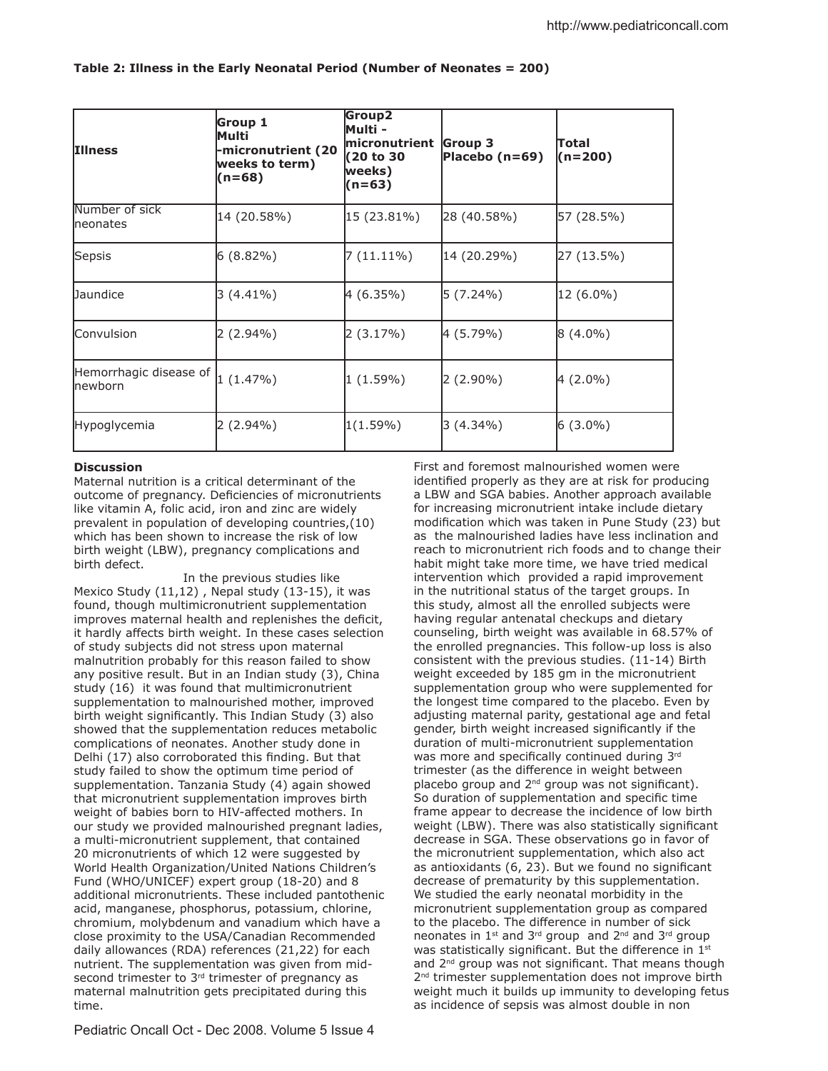**Table 2: Illness in the Early Neonatal Period (Number of Neonates = 200)**

| Illness | Group 1 Multi -micronutrient (20 weeks to term) (n=68) | Group2 Multi - micronutrient (20 to 30 weeks) (n=63) | Group 3 Placebo (n=69) | Total (n=200) |
|---|---|---|---|---|
| Number of sick neonates | 14 (20.58%) | 15 (23.81%) | 28 (40.58%) | 57 (28.5%) |
| Sepsis | 6 (8.82%) | 7 (11.11%) | 14 (20.29%) | 27 (13.5%) |
| Jaundice | 3 (4.41%) | 4 (6.35%) | 5 (7.24%) | 12 (6.0%) |
| Convulsion | 2 (2.94%) | 2 (3.17%) | 4 (5.79%) | 8 (4.0%) |
| Hemorrhagic disease of newborn | 1 (1.47%) | 1 (1.59%) | 2 (2.90%) | 4 (2.0%) |
| Hypoglycemia | 2 (2.94%) | 1(1.59%) | 3 (4.34%) | 6 (3.0%) |

**Discussion**

Maternal nutrition is a critical determinant of the outcome of pregnancy. Deficiencies of micronutrients like vitamin A, folic acid, iron and zinc are widely prevalent in population of developing countries,(10) which has been shown to increase the risk of low birth weight (LBW), pregnancy complications and birth defect.

In the previous studies like Mexico Study (11,12) , Nepal study (13-15), it was found, though multimicronutrient supplementation improves maternal health and replenishes the deficit, it hardly affects birth weight. In these cases selection of study subjects did not stress upon maternal malnutrition probably for this reason failed to show any positive result. But in an Indian study (3), China study (16) it was found that multimicronutrient supplementation to malnourished mother, improved birth weight significantly. This Indian Study (3) also showed that the supplementation reduces metabolic complications of neonates. Another study done in Delhi (17) also corroborated this finding. But that study failed to show the optimum time period of supplementation. Tanzania Study (4) again showed that micronutrient supplementation improves birth weight of babies born to HIV-affected mothers. In our study we provided malnourished pregnant ladies, a multi-micronutrient supplement, that contained 20 micronutrients of which 12 were suggested by World Health Organization/United Nations Children's Fund (WHO/UNICEF) expert group (18-20) and 8 additional micronutrients. These included pantothenic acid, manganese, phosphorus, potassium, chlorine, chromium, molybdenum and vanadium which have a close proximity to the USA/Canadian Recommended daily allowances (RDA) references (21,22) for each nutrient. The supplementation was given from mid-second trimester to 3rd trimester of pregnancy as maternal malnutrition gets precipitated during this time.

First and foremost malnourished women were identified properly as they are at risk for producing a LBW and SGA babies. Another approach available for increasing micronutrient intake include dietary modification which was taken in Pune Study (23) but as the malnourished ladies have less inclination and reach to micronutrient rich foods and to change their habit might take more time, we have tried medical intervention which provided a rapid improvement in the nutritional status of the target groups. In this study, almost all the enrolled subjects were having regular antenatal checkups and dietary counseling, birth weight was available in 68.57% of the enrolled pregnancies. This follow-up loss is also consistent with the previous studies. (11-14) Birth weight exceeded by 185 gm in the micronutrient supplementation group who were supplemented for the longest time compared to the placebo. Even by adjusting maternal parity, gestational age and fetal gender, birth weight increased significantly if the duration of multi-micronutrient supplementation was more and specifically continued during 3rd trimester (as the difference in weight between placebo group and 2nd group was not significant). So duration of supplementation and specific time frame appear to decrease the incidence of low birth weight (LBW). There was also statistically significant decrease in SGA. These observations go in favor of the micronutrient supplementation, which also act as antioxidants (6, 23). But we found no significant decrease of prematurity by this supplementation. We studied the early neonatal morbidity in the micronutrient supplementation group as compared to the placebo. The difference in number of sick neonates in 1st and 3rd group and 2nd and 3rd group was statistically significant. But the difference in 1st and 2nd group was not significant. That means though 2nd trimester supplementation does not improve birth weight much it builds up immunity to developing fetus as incidence of sepsis was almost double in non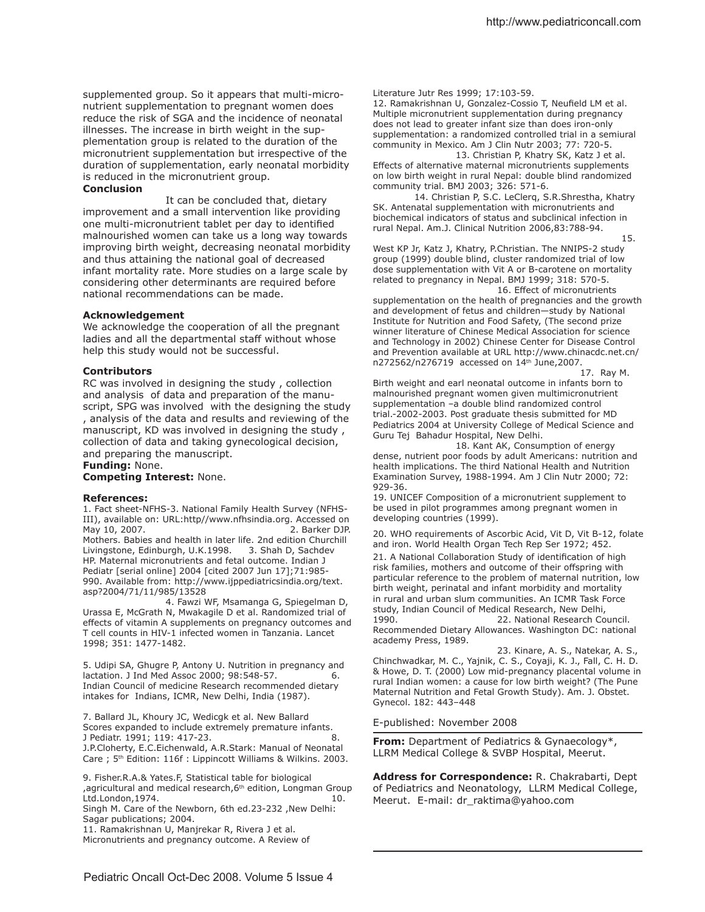supplemented group. So it appears that multi-micronutrient supplementation to pregnant women does reduce the risk of SGA and the incidence of neonatal illnesses. The increase in birth weight in the supplementation group is related to the duration of the micronutrient supplementation but irrespective of the duration of supplementation, early neonatal morbidity is reduced in the micronutrient group.

**Conclusion**

It can be concluded that, dietary improvement and a small intervention like providing one multi-micronutrient tablet per day to identified malnourished women can take us a long way towards improving birth weight, decreasing neonatal morbidity and thus attaining the national goal of decreased infant mortality rate. More studies on a large scale by considering other determinants are required before national recommendations can be made.

**Acknowledgement**

We acknowledge the cooperation of all the pregnant ladies and all the departmental staff without whose help this study would not be successful.

**Contributors**

RC was involved in designing the study , collection and analysis of data and preparation of the manuscript, SPG was involved with the designing the study , analysis of the data and results and reviewing of the manuscript, KD was involved in designing the study , collection of data and taking gynecological decision, and preparing the manuscript.

**Funding:** None.

**Competing Interest:** None.

**References:**

1. Fact sheet-NFHS-3. National Family Health Survey (NFHS-III), available on: URL:http//www.nfhsindia.org. Accessed on May 10, 2007.
2. Barker DJP. Mothers. Babies and health in later life. 2nd edition Churchill Livingstone, Edinburgh, U.K.1998.
3. Shah D, Sachdev HP. Maternal micronutrients and fetal outcome. Indian J Pediatr [serial online] 2004 [cited 2007 Jun 17];71:985-990. Available from: http://www.ijppediatricsindia.org/text.asp?2004/71/11/985/13528
4. Fawzi WF, Msamanga G, Spiegelman D, Urassa E, McGrath N, Mwakagile D et al. Randomized trial of effects of vitamin A supplements on pregnancy outcomes and T cell counts in HIV-1 infected women in Tanzania. Lancet 1998; 351: 1477-1482.
5. Udipi SA, Ghugre P, Antony U. Nutrition in pregnancy and lactation. J Ind Med Assoc 2000; 98:548-57.
6. Indian Council of medicine Research recommended dietary intakes for Indians, ICMR, New Delhi, India (1987).
7. Ballard JL, Khoury JC, Wedicgk et al. New Ballard Scores expanded to include extremely premature infants. J Pediatr. 1991; 119: 417-23.
8. J.P.Cloherty, E.C.Eichenwald, A.R.Stark: Manual of Neonatal Care ; 5th Edition: 116f : Lippincott Williams & Wilkins. 2003.
9. Fisher.R.A.& Yates.F, Statistical table for biological ,agricultural and medical research,6th edition, Longman Group Ltd.London,1974.
10. Singh M. Care of the Newborn, 6th ed.23-232 ,New Delhi: Sagar publications; 2004.
11. Ramakrishnan U, Manjrekar R, Rivera J et al. Micronutrients and pregnancy outcome. A Review of Literature Jutr Res 1999; 17:103-59.
12. Ramakrishnan U, Gonzalez-Cossio T, Neufield LM et al. Multiple micronutrient supplementation during pregnancy does not lead to greater infant size than does iron-only supplementation: a randomized controlled trial in a semiural community in Mexico. Am J Clin Nutr 2003; 77: 720-5.
13. Christian P, Khatry SK, Katz J et al. Effects of alternative maternal micronutrients supplements on low birth weight in rural Nepal: double blind randomized community trial. BMJ 2003; 326: 571-6.
14. Christian P, S.C. LeClerq, S.R.Shrestha, Khatry SK. Antenatal supplementation with micronutrients and biochemical indicators of status and subclinical infection in rural Nepal. Am.J. Clinical Nutrition 2006,83:788-94.
15. West KP Jr, Katz J, Khatry, P.Christian. The NNIPS-2 study group (1999) double blind, cluster randomized trial of low dose supplementation with Vit A or B-carotene on mortality related to pregnancy in Nepal. BMJ 1999; 318: 570-5.
16. Effect of micronutrients supplementation on the health of pregnancies and the growth and development of fetus and children—study by National Institute for Nutrition and Food Safety, (The second prize winner literature of Chinese Medical Association for science and Technology in 2002) Chinese Center for Disease Control and Prevention available at URL http://www.chinacdc.net.cn/n272562/n276719 accessed on 14th June,2007.
17. Ray M. Birth weight and earl neonatal outcome in infants born to malnourished pregnant women given multimicronutrient supplementation –a double blind randomized control trial.-2002-2003. Post graduate thesis submitted for MD Pediatrics 2004 at University College of Medical Science and Guru Tej Bahadur Hospital, New Delhi.
18. Kant AK, Consumption of energy dense, nutrient poor foods by adult Americans: nutrition and health implications. The third National Health and Nutrition Examination Survey, 1988-1994. Am J Clin Nutr 2000; 72: 929-36.
19. UNICEF Composition of a micronutrient supplement to be used in pilot programmes among pregnant women in developing countries (1999).
20. WHO requirements of Ascorbic Acid, Vit D, Vit B-12, folate and iron. World Health Organ Tech Rep Ser 1972; 452.
21. A National Collaboration Study of identification of high risk families, mothers and outcome of their offspring with particular reference to the problem of maternal nutrition, low birth weight, perinatal and infant morbidity and mortality in rural and urban slum communities. An ICMR Task Force study, Indian Council of Medical Research, New Delhi, 1990.
22. National Research Council. Recommended Dietary Allowances. Washington DC: national academy Press, 1989.
23. Kinare, A. S., Natekar, A. S., Chinchwadkar, M. C., Yajnik, C. S., Coyaji, K. J., Fall, C. H. D. & Howe, D. T. (2000) Low mid-pregnancy placental volume in rural Indian women: a cause for low birth weight? (The Pune Maternal Nutrition and Fetal Growth Study). Am. J. Obstet. Gynecol. 182: 443–448

E-published: November 2008

**From:** Department of Pediatrics & Gynaecology*, LLRM Medical College & SVBP Hospital, Meerut.

**Address for Correspondence:** R. Chakrabarti, Dept of Pediatrics and Neonatology, LLRM Medical College, Meerut. E-mail: dr_raktima@yahoo.com